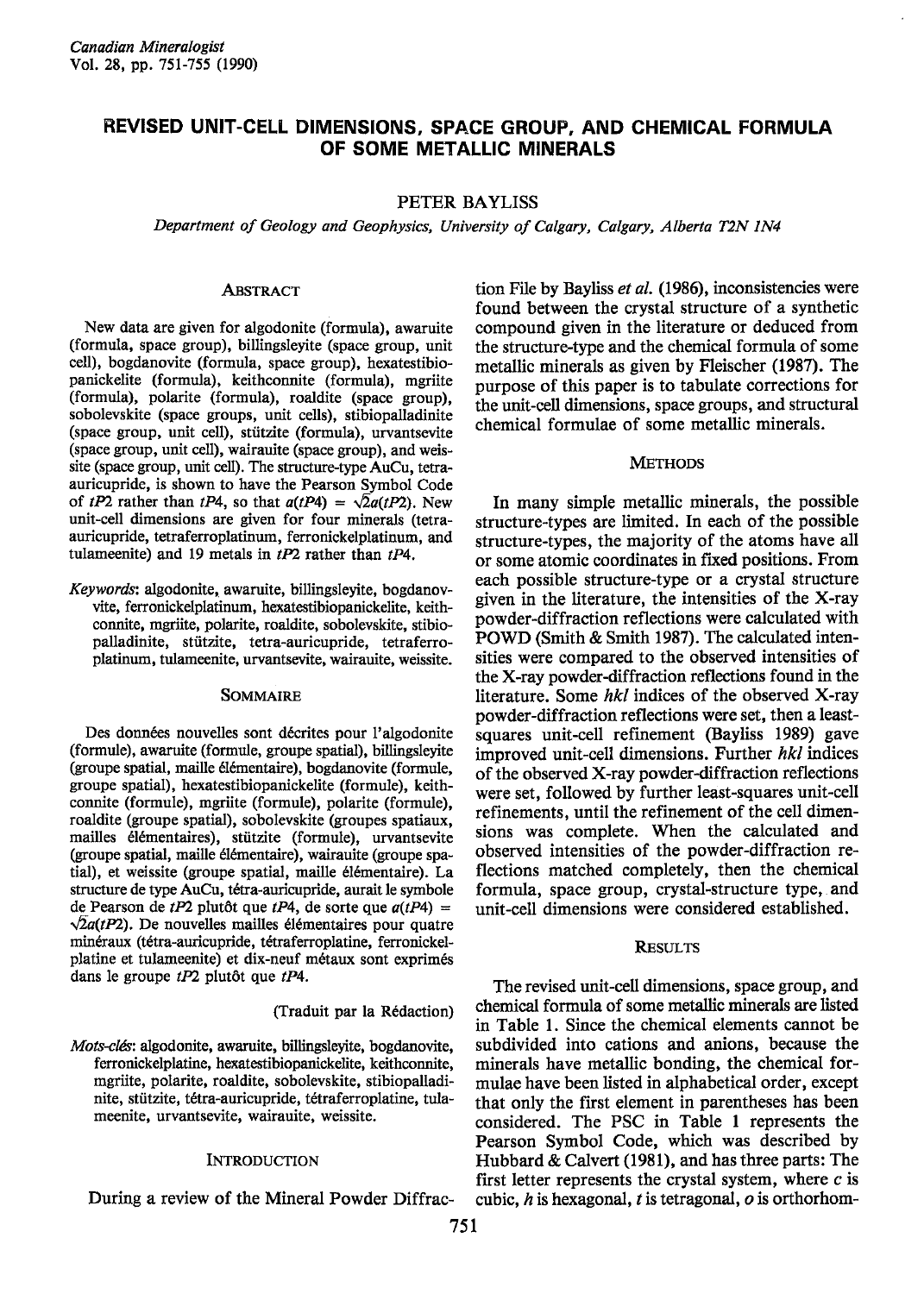# REVISED UNIT-CELL DIMENSIONS, SPACE GROUP, AND CHEMICAL FORMULA OF SOME METALLIC MINERALS

PETER BAYLISS

*Department of Geology and Geophysics, University of Calgary, Calgary, Alberta T2N 1N4*

## ABSTRACT

New data are given for algodonite (formula), awaruite (formula, space group), billingsleyite (space group, unit cell), bogdanovite (formula, space group), hexatestibiopanickelite (formula), keithconnite (formula), mgriite (formula), polarite (formula), roaldite (space group), sobolevskite (space groups, unit cells), stibiopalladinite (space group, unit cell), stützite (formula), urvantsevite (space group, unit cell), wairauite (space group), and weissite (space group, unit cell). The structure-type AuCu, tetra-auricupride, is shown to have the Pearson Symbol Code of *tP*2 rather than *tP*4, so that $a(tP4) = \sqrt{2}a(tP2)$. New unit-cell dimensions are given for four minerals (tetra-auricupride, tetraferroplatinum, ferronickelplatinum, and tulameenite) and 19 metals in *tP*2 rather than *tP*4.

*Keywords*: algodonite, awaruite, billingsleyite, bogdanovite, ferronickelplatinum, hexatestibiopanickelite, keithconnite, mgriite, polarite, roaldite, sobolevskite, stibiopalladinite, stützite, tetra-auricupride, tetraferroplatinum, tulameenite, urvantsevite, wairauite, weissite.

## SOMMAIRE

Des données nouvelles sont décrites pour l'algodonite (formule), awaruite (formule, groupe spatial), billingsleyite (groupe spatial, maille élémentaire), bogdanovite (formule, groupe spatial), hexatestibiopanickelite (formule), keithconnite (formule), mgriite (formule), polarite (formule), roaldite (groupe spatial), sobolevskite (groupes spatiaux, mailles élémentaires), stützite (formule), urvantsevite (groupe spatial, maille élémentaire), wairauite (groupe spatial), et weissite (groupe spatial, maille élémentaire). La structure de type AuCu, tétra-auricupride, aurait le symbole de Pearson de *tP*2 plutôt que *tP*4, de sorte que $a(tP4) = \sqrt{2}a(tP2)$. De nouvelles mailles élémentaires pour quatre minéraux (tétra-auricupride, tétraferroplatine, ferronickelplatine et tulameenite) et dix-neuf métaux sont exprimés dans le groupe *tP*2 plutôt que *tP*4.

(Traduit par la Rédaction)

*Mots-clés*: algodonite, awaruite, billingsleyite, bogdanovite, ferronickelplatine, hexatestibiopanickelite, keithconnite, mgriite, polarite, roaldite, sobolevskite, stibiopalladinite, stützite, tétra-auricupride, tétraferroplatine, tulameenite, urvantsevite, wairauite, weissite.

## INTRODUCTION

During a review of the Mineral Powder Diffraction File by Bayliss *et al.* (1986), inconsistencies were found between the crystal structure of a synthetic compound given in the literature or deduced from the structure-type and the chemical formula of some metallic minerals as given by Fleischer (1987). The purpose of this paper is to tabulate corrections for the unit-cell dimensions, space groups, and structural chemical formulae of some metallic minerals.

## METHODS

In many simple metallic minerals, the possible structure-types are limited. In each of the possible structure-types, the majority of the atoms have all or some atomic coordinates in fixed positions. From each possible structure-type or a crystal structure given in the literature, the intensities of the X-ray powder-diffraction reflections were calculated with POWD (Smith & Smith 1987). The calculated intensities were compared to the observed intensities of the X-ray powder-diffraction reflections found in the literature. Some *hkl* indices of the observed X-ray powder-diffraction reflections were set, then a least-squares unit-cell refinement (Bayliss 1989) gave improved unit-cell dimensions. Further *hkl* indices of the observed X-ray powder-diffraction reflections were set, followed by further least-squares unit-cell refinements, until the refinement of the cell dimensions was complete. When the calculated and observed intensities of the powder-diffraction reflections matched completely, then the chemical formula, space group, crystal-structure type, and unit-cell dimensions were considered established.

## RESULTS

The revised unit-cell dimensions, space group, and chemical formula of some metallic minerals are listed in Table 1. Since the chemical elements cannot be subdivided into cations and anions, because the minerals have metallic bonding, the chemical formulae have been listed in alphabetical order, except that only the first element in parentheses has been considered. The PSC in Table 1 represents the Pearson Symbol Code, which was described by Hubbard & Calvert (1981), and has three parts: The first letter represents the crystal system, where *c* is cubic, *h* is hexagonal, *t* is tetragonal, *o* is orthorhom-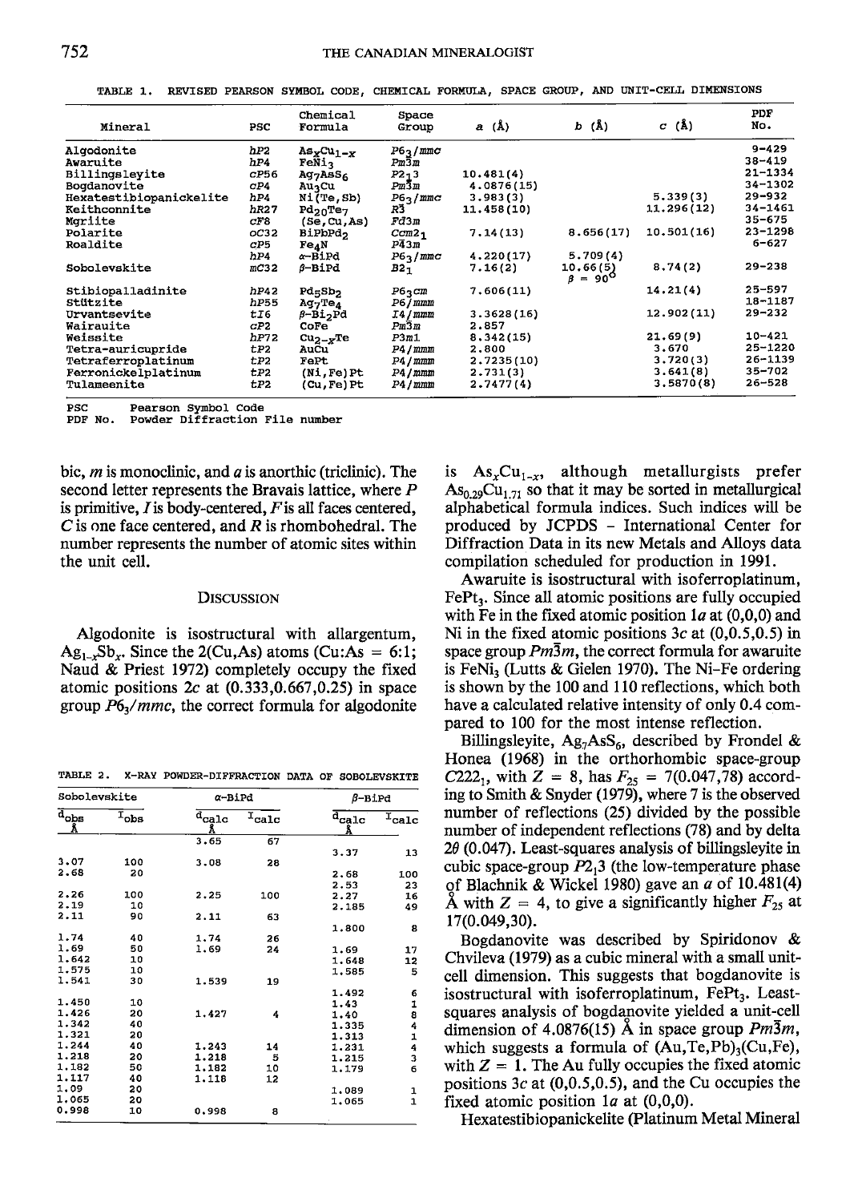TABLE 1. REVISED PEARSON SYMBOL CODE, CHEMICAL FORMULA, SPACE GROUP, AND UNIT-CELL DIMENSIONS

| Mineral | PSC | Chemical Formula | Space Group | *a* (Å) | *b* (Å) | *c* (Å) | PDF No. |
|---|---|---|---|---|---|---|---|
| Algodonite | *hP*2 | $As_xCu_{1-x}$ | $P6_3/mmc$ | | | | 9-429 |
| Awaruite | *hP*4 | $FeNi_3$ | $Pm\bar{3}m$ | | | | 38-419 |
| Billingsleyite | *cP*56 | $Ag_7AsS_6$ | $P2_13$ | 10.481(4) | | | 21-1334 |
| Bogdanovite | *cP*4 | $Au_3Cu$ | $Pm\bar{3}m$ | 4.0876(15) | | | 34-1302 |
| Hexatestibiopanickelite | *hP*4 | Ni(Te,Sb) | $P6_3/mmc$ | 3.983(3) | | 5.339(3) | 29-932 |
| Keithconnite | *hR*27 | $Pd_{20}Te_7$ | $R\bar{3}$ | 11.458(10) | | 11.296(12) | 34-1461 |
| Mgriite | *cF*8 | (Se,Cu,As) | $Fd\bar{3}m$ | | | | 35-675 |
| Polarite | *oC*32 | $BiPbPd_2$ | $Ccm2_1$ | 7.14(13) | 8.656(17) | 10.501(16) | 23-1298 |
| Roaldite | *cP*5 | $Fe_4N$ | $P\bar{4}3m$ | | | | 6-627 |
| | *hP*4 | α-BiPd | $P6_3/mmc$ | 4.220(17) | 5.709(4) | | |
| Sobolevskite | *mC*32 | β-BiPd | $B2_1$ | 7.16(2) | 10.66(5) β = 90° | 8.74(2) | 29-238 |
| Stibiopalladinite | *hP*42 | $Pd_5Sb_2$ | $P6_3cm$ | 7.606(11) | | 14.21(4) | 25-597 |
| Stützite | *hP*55 | $Ag_7Te_4$ | $P6/mmm$ | | | | 18-1187 |
| Urvantsevite | *tI*6 | β-$Bi_2Pd$ | $I4/mmm$ | 3.3628(16) | | 12.902(11) | 29-232 |
| Wairauite | *cP*2 | CoFe | $Pm\bar{3}m$ | 2.857 | | | |
| Weissite | *hP*72 | $Cu_{2-x}Te$ | $P3m1$ | 8.342(15) | | 21.69(9) | 10-421 |
| Tetra-auricupride | *tP*2 | AuCu | $P4/mmm$ | 2.800 | | 3.670 | 25-1220 |
| Tetraferroplatinum | *tP*2 | FePt | $P4/mmm$ | 2.7235(10) | | 3.720(3) | 26-1139 |
| Ferronickelplatinum | *tP*2 | (Ni,Fe)Pt | $P4/mmm$ | 2.731(3) | | 3.641(8) | 35-702 |
| Tulameenite | *tP*2 | (Cu,Fe)Pt | $P4/mmm$ | 2.7477(4) | | 3.5870(8) | 26-528 |

PSC Pearson Symbol Code
PDF No. Powder Diffraction File number

bic, *m* is monoclinic, and *a* is anorthic (triclinic). The second letter represents the Bravais lattice, where *P* is primitive, *I* is body-centered, *F* is all faces centered, *C* is one face centered, and *R* is rhombohedral. The number represents the number of atomic sites within the unit cell.

## Discussion

Algodonite is isostructural with allargentum, $Ag_{1-x}Sb_x$. Since the 2(Cu,As) atoms (Cu:As = 6:1; Naud & Priest 1972) completely occupy the fixed atomic positions 2*c* at (0.333,0.667,0.25) in space group $P6_3/mmc$, the correct formula for algodonite is $As_xCu_{1-x}$, although metallurgists prefer $As_{0.29}Cu_{1.71}$ so that it may be sorted in metallurgical alphabetical formula indices. Such indices will be produced by JCPDS – International Center for Diffraction Data in its new Metals and Alloys data compilation scheduled for production in 1991.

TABLE 2. X-RAY POWDER-DIFFRACTION DATA OF SOBOLEVSKITE

| Sobolevskite | | α-BiPd | | β-BiPd | |
|---|---|---|---|---|---|
| $d_{obs}$ Å | $I_{obs}$ | $d_{calc}$ Å | $I_{calc}$ | $d_{calc}$ Å | $I_{calc}$ |
| | | 3.65 | 67 | | |
| | | | | 3.37 | 13 |
| 3.07 | 100 | 3.08 | 28 | | |
| 2.68 | 20 | | | 2.68 | 100 |
| | | | | 2.53 | 23 |
| 2.26 | 100 | 2.25 | 100 | 2.27 | 16 |
| 2.19 | 10 | | | 2.185 | 49 |
| 2.11 | 90 | 2.11 | 63 | | |
| | | | | 1.800 | 8 |
| 1.74 | 40 | 1.74 | 26 | | |
| 1.69 | 50 | 1.69 | 24 | 1.69 | 17 |
| 1.642 | 10 | | | 1.648 | 12 |
| 1.575 | 10 | | | 1.585 | 5 |
| 1.541 | 30 | 1.539 | 19 | | |
| | | | | 1.492 | 6 |
| 1.450 | 10 | | | 1.43 | 1 |
| 1.426 | 20 | 1.427 | 4 | 1.40 | 8 |
| 1.342 | 40 | | | 1.335 | 4 |
| 1.321 | 20 | | | 1.313 | 1 |
| 1.244 | 40 | 1.243 | 14 | 1.231 | 4 |
| 1.218 | 20 | 1.218 | 5 | 1.215 | 3 |
| 1.182 | 50 | 1.182 | 10 | 1.179 | 6 |
| 1.117 | 40 | 1.118 | 12 | | |
| 1.09 | 20 | | | 1.089 | 1 |
| 1.065 | 20 | | | 1.065 | 1 |
| 0.998 | 10 | 0.998 | 8 | | |

Awaruite is isostructural with isoferroplatinum, $FePt_3$. Since all atomic positions are fully occupied with Fe in the fixed atomic position 1*a* at (0,0,0) and Ni in the fixed atomic positions 3*c* at (0,0.5,0.5) in space group $Pm\bar{3}m$, the correct formula for awaruite is $FeNi_3$ (Lutts & Gielen 1970). The Ni–Fe ordering is shown by the 100 and 110 reflections, which both have a calculated relative intensity of only 0.4 compared to 100 for the most intense reflection.

Billingsleyite, $Ag_7AsS_6$, described by Frondel & Honea (1968) in the orthorhombic space-group $C222_1$, with $Z = 8$, has $F_{25} = 7(0.047,78)$ according to Smith & Snyder (1979), where 7 is the observed number of reflections (25) divided by the possible number of independent reflections (78) and by delta 2θ (0.047). Least-squares analysis of billingsleyite in cubic space-group $P2_13$ (the low-temperature phase of Blachnik & Wickel 1980) gave an *a* of 10.481(4) Å with $Z = 4$, to give a significantly higher $F_{25}$ at 17(0.049,30).

Bogdanovite was described by Spiridonov & Chvileva (1979) as a cubic mineral with a small unit-cell dimension. This suggests that bogdanovite is isostructural with isoferroplatinum, $FePt_3$. Least-squares analysis of bogdanovite yielded a unit-cell dimension of 4.0876(15) Å in space group $Pm\bar{3}m$, which suggests a formula of $(Au,Te,Pb)_3(Cu,Fe)$, with $Z = 1$. The Au fully occupies the fixed atomic positions 3*c* at (0,0.5,0.5), and the Cu occupies the fixed atomic position 1*a* at (0,0,0).

Hexatestibiopanickelite (Platinum Metal Mineral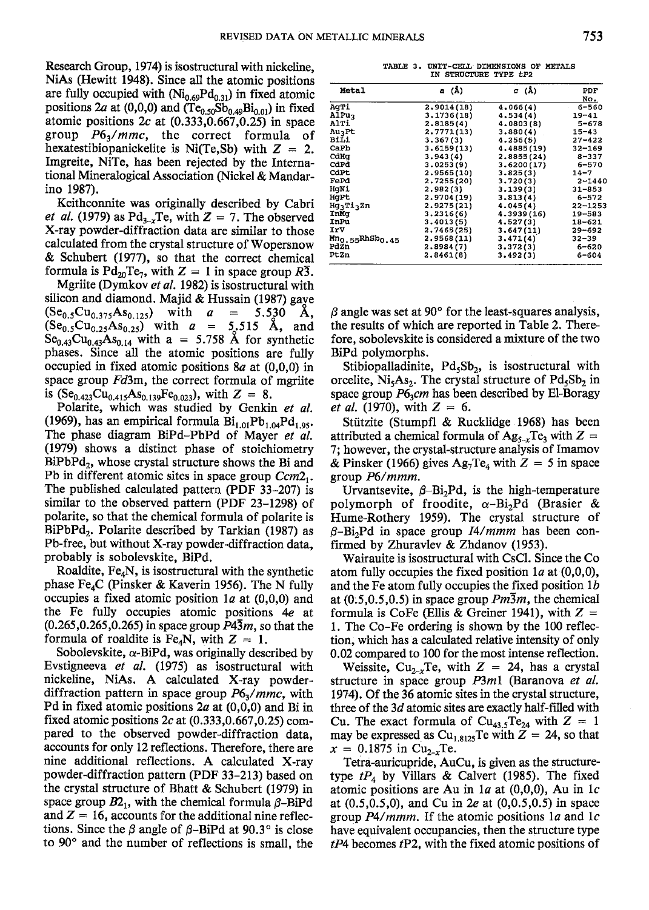Research Group, 1974) is isostructural with nickeline, NiAs (Hewitt 1948). Since all the atomic positions are fully occupied with ($Ni_{0.69}Pd_{0.31}$) in fixed atomic positions $2a$ at (0,0,0) and ($Te_{0.50}Sb_{0.49}Bi_{0.01}$) in fixed atomic positions $2c$ at (0.333,0.667,0.25) in space group $P6_3/mmc$, the correct formula of hexatestibiopanickelite is Ni(Te,Sb) with $Z$ = 2. Imgreite, NiTe, has been rejected by the International Mineralogical Association (Nickel & Mandarino 1987).

Keithconnite was originally described by Cabri *et al.* (1979) as $Pd_{3-x}Te$, with $Z$ = 7. The observed X-ray powder-diffraction data are similar to those calculated from the crystal structure of Wopersnow & Schubert (1977), so that the correct chemical formula is $Pd_{20}Te_7$, with $Z$ = 1 in space group $R\bar{3}$.

Mgriite (Dymkov *et al.* 1982) is isostructural with silicon and diamond. Majid & Hussain (1987) gave ($Se_{0.5}Cu_{0.375}As_{0.125}$) with $a$ = 5.530 Å, ($Se_{0.5}Cu_{0.25}As_{0.25}$) with $a$ = 5.515 Å, and $Se_{0.43}Cu_{0.43}As_{0.14}$ with a = 5.758 Å for synthetic phases. Since all the atomic positions are fully occupied in fixed atomic positions $8a$ at (0,0,0) in space group $Fd3m$, the correct formula of mgriite is ($Se_{0.423}Cu_{0.415}As_{0.139}Fe_{0.023}$), with $Z$ = 8.

Polarite, which was studied by Genkin *et al.* (1969), has an empirical formula $Bi_{1.01}Pb_{1.04}Pd_{1.95}$. The phase diagram BiPd–PbPd of Mayer *et al.* (1979) shows a distinct phase of stoichiometry $BiPbPd_2$, whose crystal structure shows the Bi and Pb in different atomic sites in space group $Ccm2_1$. The published calculated pattern (PDF 33–207) is similar to the observed pattern (PDF 23–1298) of polarite, so that the chemical formula of polarite is $BiPbPd_2$. Polarite described by Tarkian (1987) as Pb-free, but without X-ray powder-diffraction data, probably is sobolevskite, BiPd.

Roaldite, $Fe_4N$, is isostructural with the synthetic phase $Fe_4C$ (Pinsker & Kaverin 1956). The N fully occupies a fixed atomic position $1a$ at (0,0,0) and the Fe fully occupies atomic positions $4e$ at (0.265,0.265,0.265) in space group $P\bar{4}3m$, so that the formula of roaldite is $Fe_4N$, with $Z$ = 1.

Sobolevskite, α-BiPd, was originally described by Evstigneeva *et al.* (1975) as isostructural with nickeline, NiAs. A calculated X-ray powder-diffraction pattern in space group $P6_3/mmc$, with Pd in fixed atomic positions $2a$ at (0,0,0) and Bi in fixed atomic positions $2c$ at (0.333,0.667,0.25) compared to the observed powder-diffraction data, accounts for only 12 reflections. Therefore, there are nine additional reflections. A calculated X-ray powder-diffraction pattern (PDF 33–213) based on the crystal structure of Bhatt & Schubert (1979) in space group $B2_1$, with the chemical formula β-BiPd and $Z$ = 16, accounts for the additional nine reflections. Since the β angle of β-BiPd at 90.3° is close to 90° and the number of reflections is small, the β angle was set at 90° for the least-squares analysis, the results of which are reported in Table 2. Therefore, sobolevskite is considered a mixture of the two BiPd polymorphs.

Stibiopalladinite, $Pd_5Sb_2$, is isostructural with orcelite, $Ni_5As_2$. The crystal structure of $Pd_5Sb_2$ in space group $P6_3cm$ has been described by El-Boragy *et al.* (1970), with $Z$ = 6.

Stützite (Stumpfl & Rucklidge 1968) has been attributed a chemical formula of $Ag_{5-x}Te_3$ with $Z$ = 7; however, the crystal-structure analysis of Imamov & Pinsker (1966) gives $Ag_7Te_4$ with $Z$ = 5 in space group $P6/mmm$.

Urvantsevite, β-$Bi_2Pd$, is the high-temperature polymorph of froodite, α-$Bi_2Pd$ (Brasier & Hume-Rothery 1959). The crystal structure of β-$Bi_2Pd$ in space group $I4/mmm$ has been confirmed by Zhuravlev & Zhdanov (1953).

Wairauite is isostructural with CsCl. Since the Co atom fully occupies the fixed position $1a$ at (0,0,0), and the Fe atom fully occupies the fixed position $1b$ at (0.5,0.5,0.5) in space group $Pm\bar{3}m$, the chemical formula is CoFe (Ellis & Greiner 1941), with $Z$ = 1. The Co–Fe ordering is shown by the 100 reflection, which has a calculated relative intensity of only 0.02 compared to 100 for the most intense reflection.

Weissite, $Cu_{2-x}Te$, with $Z$ = 24, has a crystal structure in space group $P\bar{3}m1$ (Baranova *et al.* 1974). Of the 36 atomic sites in the crystal structure, three of the $3d$ atomic sites are exactly half-filled with Cu. The exact formula of $Cu_{43.5}Te_{24}$ with $Z$ = 1 may be expressed as $Cu_{1.8125}Te$ with $Z$ = 24, so that $x$ = 0.1875 in $Cu_{2-x}Te$.

Tetra-auricupride, AuCu, is given as the structure-type $tP_4$ by Villars & Calvert (1985). The fixed atomic positions are Au in $1a$ at (0,0,0), Au in $1c$ at (0.5,0.5,0), and Cu in $2e$ at (0,0.5,0.5) in space group $P4/mmm$. If the atomic positions $1a$ and $1c$ have equivalent occupancies, then the structure type $tP4$ becomes $tP2$, with the fixed atomic positions of

TABLE 3. UNIT-CELL DIMENSIONS OF METALS IN STRUCTURE TYPE $tP2$

| Metal | $a$ (Å) | $c$ (Å) | PDF No. |
|---|---|---|---|
| AgTi | 2.9014(18) | 4.066(4) | 6-560 |
| $AlPu_3$ | 3.1736(18) | 4.534(4) | 19-41 |
| AlTi | 2.8185(4) | 4.0803(8) | 5-678 |
| $Au_3Pt$ | 2.7771(13) | 3.880(4) | 15-43 |
| BiLi | 3.367(3) | 4.256(5) | 27-422 |
| CaPb | 3.6159(13) | 4.4885(19) | 32-169 |
| CdHg | 3.943(4) | 2.8855(24) | 8-337 |
| CdPd | 3.0253(9) | 3.6200(17) | 6-570 |
| CdPt | 2.9565(10) | 3.825(3) | 14-7 |
| FePd | 2.7255(20) | 3.720(3) | 2-1440 |
| HgNi | 2.982(3) | 3.139(3) | 31-853 |
| HgPt | 2.9704(19) | 3.813(4) | 6-572 |
| $Hg_3Ti_3Zn$ | 2.9275(21) | 4.045(4) | 22-1253 |
| InMg | 3.2316(6) | 4.3939(16) | 19-583 |
| InPu | 3.4013(5) | 4.527(3) | 18-621 |
| IrV | 2.7465(25) | 3.647(11) | 29-692 |
| $Mn_{0.55}RhSb_{0.45}$ | 2.9568(11) | 3.471(4) | 32-39 |
| PdZn | 2.8984(7) | 3.372(3) | 6-620 |
| PtZn | 2.8461(8) | 3.492(3) | 6-604 |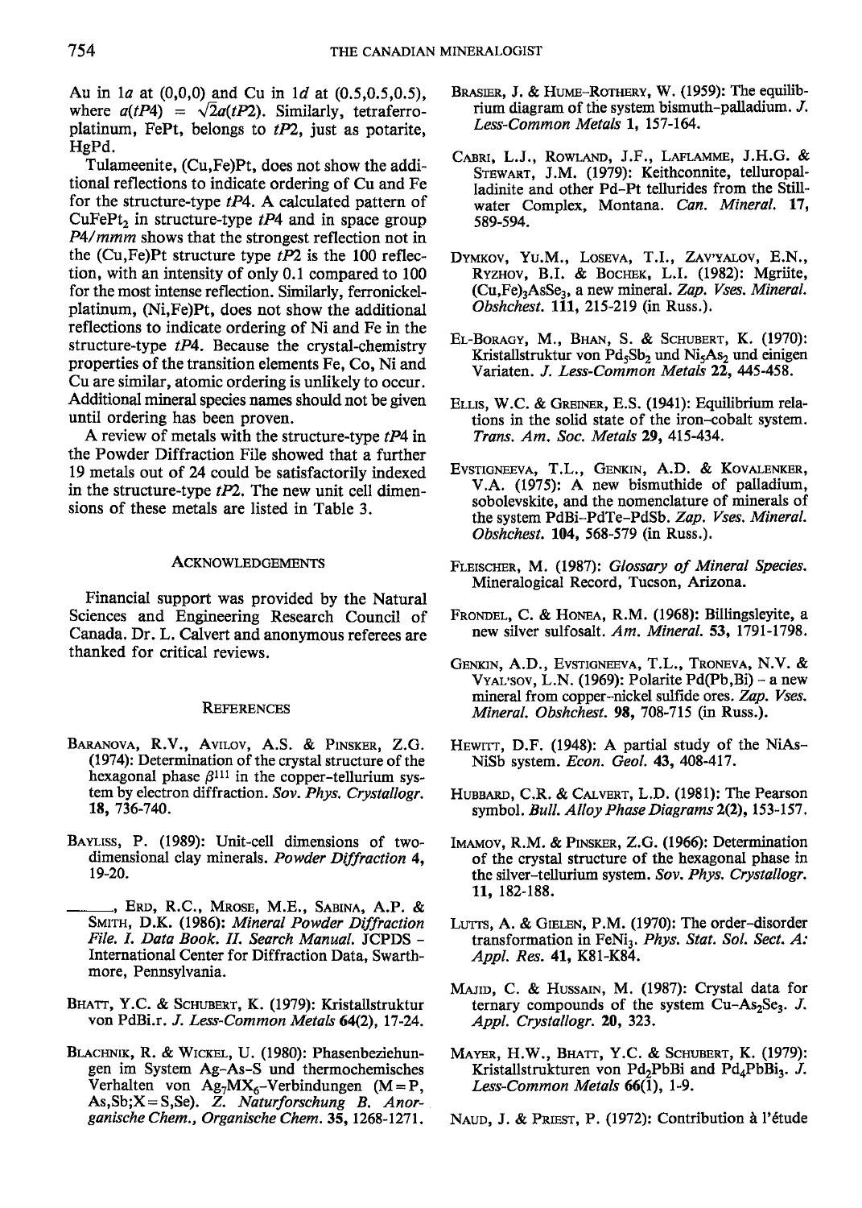Au in $1a$ at (0,0,0) and Cu in $1d$ at (0.5,0.5,0.5), where $a(tP4) = \sqrt{2}a(tP2)$. Similarly, tetraferroplatinum, FePt, belongs to $tP2$, just as potarite, HgPd.

Tulameenite, (Cu,Fe)Pt, does not show the additional reflections to indicate ordering of Cu and Fe for the structure-type $tP4$. A calculated pattern of $CuFePt_2$ in structure-type $tP4$ and in space group $P4/mmm$ shows that the strongest reflection not in the (Cu,Fe)Pt structure type $tP2$ is the 100 reflection, with an intensity of only 0.1 compared to 100 for the most intense reflection. Similarly, ferronickelplatinum, (Ni,Fe)Pt, does not show the additional reflections to indicate ordering of Ni and Fe in the structure-type $tP4$. Because the crystal-chemistry properties of the transition elements Fe, Co, Ni and Cu are similar, atomic ordering is unlikely to occur. Additional mineral species names should not be given until ordering has been proven.

A review of metals with the structure-type $tP4$ in the Powder Diffraction File showed that a further 19 metals out of 24 could be satisfactorily indexed in the structure-type $tP2$. The new unit cell dimensions of these metals are listed in Table 3.

## Acknowledgements

Financial support was provided by the Natural Sciences and Engineering Research Council of Canada. Dr. L. Calvert and anonymous referees are thanked for critical reviews.

## References

Baranova, R.V., Avilov, A.S. & Pinsker, Z.G. (1974): Determination of the crystal structure of the hexagonal phase $\beta^{111}$ in the copper–tellurium system by electron diffraction. *Sov. Phys. Crystallogr.* **18**, 736-740.

Bayliss, P. (1989): Unit-cell dimensions of two-dimensional clay minerals. *Powder Diffraction* **4**, 19-20.

\_\_\_\_\_\_, Erd, R.C., Mrose, M.E., Sabina, A.P. & Smith, D.K. (1986): *Mineral Powder Diffraction File. I. Data Book. II. Search Manual.* JCPDS – International Center for Diffraction Data, Swarthmore, Pennsylvania.

Bhatt, Y.C. & Schubert, K. (1979): Kristallstruktur von PdBi.r. *J. Less-Common Metals* **64(2)**, 17-24.

Blachnik, R. & Wickel, U. (1980): Phasenbeziehungen im System Ag–As–S und thermochemisches Verhalten von $Ag_7MX_6$-Verbindungen (M = P, As,Sb;X = S,Se). *Z. Naturforschung B. Anorganische Chem., Organische Chem.* **35**, 1268-1271.

Brasier, J. & Hume-Rothery, W. (1959): The equilibrium diagram of the system bismuth–palladium. *J. Less-Common Metals* **1**, 157-164.

Cabri, L.J., Rowland, J.F., Laflamme, J.H.G. & Stewart, J.M. (1979): Keithconnite, telluropalladinite and other Pd–Pt tellurides from the Stillwater Complex, Montana. *Can. Mineral.* **17**, 589-594.

Dymkov, Yu.M., Loseva, T.I., Zav'yalov, E.N., Ryzhov, B.I. & Bochek, L.I. (1982): Mgriite, $(Cu,Fe)_3AsSe_3$, a new mineral. *Zap. Vses. Mineral. Obshchest.* **111**, 215-219 (in Russ.).

El-Boragy, M., Bhan, S. & Schubert, K. (1970): Kristallstruktur von $Pd_5Sb_2$ und $Ni_5As_2$ und einigen Variaten. *J. Less-Common Metals* **22**, 445-458.

Ellis, W.C. & Greiner, E.S. (1941): Equilibrium relations in the solid state of the iron–cobalt system. *Trans. Am. Soc. Metals* **29**, 415-434.

Evstigneeva, T.L., Genkin, A.D. & Kovalenker, V.A. (1975): A new bismuthide of palladium, sobolevskite, and the nomenclature of minerals of the system PdBi–PdTe–PdSb. *Zap. Vses. Mineral. Obshchest.* **104**, 568-579 (in Russ.).

Fleischer, M. (1987): *Glossary of Mineral Species.* Mineralogical Record, Tucson, Arizona.

Frondel, C. & Honea, R.M. (1968): Billingsleyite, a new silver sulfosalt. *Am. Mineral.* **53**, 1791-1798.

Genkin, A.D., Evstigneeva, T.L., Troneva, N.V. & Vyal'sov, L.N. (1969): Polarite Pd(Pb,Bi) – a new mineral from copper–nickel sulfide ores. *Zap. Vses. Mineral. Obshchest.* **98**, 708-715 (in Russ.).

Hewitt, D.F. (1948): A partial study of the NiAs–NiSb system. *Econ. Geol.* **43**, 408-417.

Hubbard, C.R. & Calvert, L.D. (1981): The Pearson symbol. *Bull. Alloy Phase Diagrams* **2(2)**, 153-157.

Imamov, R.M. & Pinsker, Z.G. (1966): Determination of the crystal structure of the hexagonal phase in the silver–tellurium system. *Sov. Phys. Crystallogr.* **11**, 182-188.

Lutts, A. & Gielen, P.M. (1970): The order–disorder transformation in $FeNi_3$. *Phys. Stat. Sol. Sect. A: Appl. Res.* **41**, K81-K84.

Majid, C. & Hussain, M. (1987): Crystal data for ternary compounds of the system $Cu$–$As_2Se_3$. *J. Appl. Crystallogr.* **20**, 323.

Mayer, H.W., Bhatt, Y.C. & Schubert, K. (1979): Kristallstrukturen von $Pd_2PbBi$ und $Pd_4PbBi_3$. *J. Less-Common Metals* **66(1)**, 1-9.

Naud, J. & Priest, P. (1972): Contribution à l'étude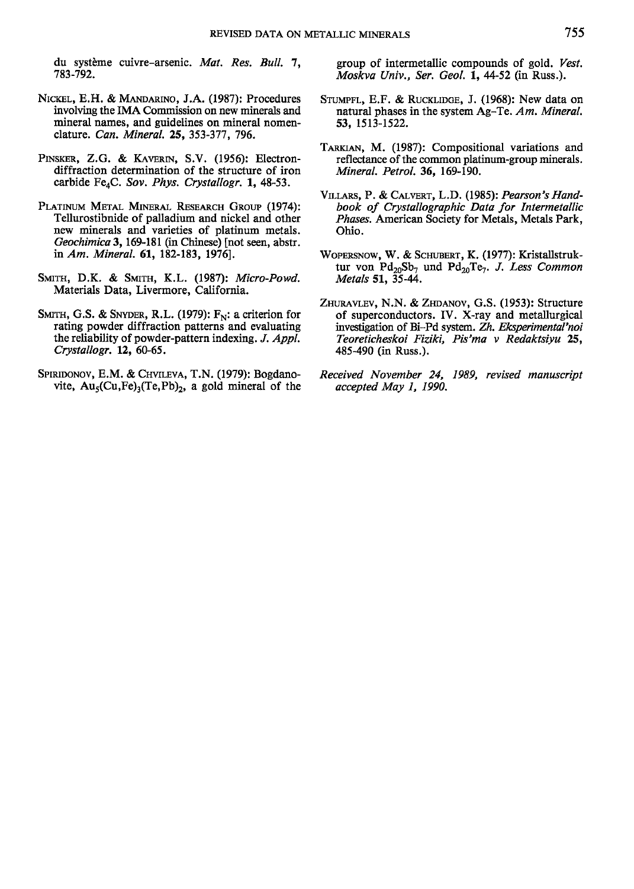du système cuivre–arsenic. *Mat. Res. Bull.* **7**, 783-792.

NICKEL, E.H. & MANDARINO, J.A. (1987): Procedures involving the IMA Commission on new minerals and mineral names, and guidelines on mineral nomenclature. *Can. Mineral.* **25**, 353-377, 796.

PINSKER, Z.G. & KAVERIN, S.V. (1956): Electron-diffraction determination of the structure of iron carbide $Fe_4C$. *Sov. Phys. Crystallogr.* **1**, 48-53.

PLATINUM METAL MINERAL RESEARCH GROUP (1974): Tellurostibnide of palladium and nickel and other new minerals and varieties of platinum metals. *Geochimica* **3**, 169-181 (in Chinese) [not seen, abstr. in *Am. Mineral.* **61**, 182-183, 1976].

SMITH, D.K. & SMITH, K.L. (1987): *Micro-Powd.* Materials Data, Livermore, California.

SMITH, G.S. & SNYDER, R.L. (1979): $F_N$: a criterion for rating powder diffraction patterns and evaluating the reliability of powder-pattern indexing. *J. Appl. Crystallogr.* **12**, 60-65.

SPIRIDONOV, E.M. & CHVILEVA, T.N. (1979): Bogdanovite, $Au_5(Cu,Fe)_3(Te,Pb)_2$, a gold mineral of the group of intermetallic compounds of gold. *Vest. Moskva Univ., Ser. Geol.* **1**, 44-52 (in Russ.).

STUMPFL, E.F. & RUCKLIDGE, J. (1968): New data on natural phases in the system Ag–Te. *Am. Mineral.* **53**, 1513-1522.

TARKIAN, M. (1987): Compositional variations and reflectance of the common platinum-group minerals. *Mineral. Petrol.* **36**, 169-190.

VILLARS, P. & CALVERT, L.D. (1985): *Pearson's Handbook of Crystallographic Data for Intermetallic Phases.* American Society for Metals, Metals Park, Ohio.

WOPERSNOW, W. & SCHUBERT, K. (1977): Kristallstruktur von $Pd_{20}Sb_7$ und $Pd_{20}Te_7$. *J. Less Common Metals* **51**, 35-44.

ZHURAVLEV, N.N. & ZHDANOV, G.S. (1953): Structure of superconductors. IV. X-ray and metallurgical investigation of Bi–Pd system. *Zh. Eksperimental'noi Teoreticheskoi Fiziki, Pis'ma v Redaktsiyu* **25**, 485-490 (in Russ.).

*Received November 24, 1989, revised manuscript accepted May 1, 1990.*